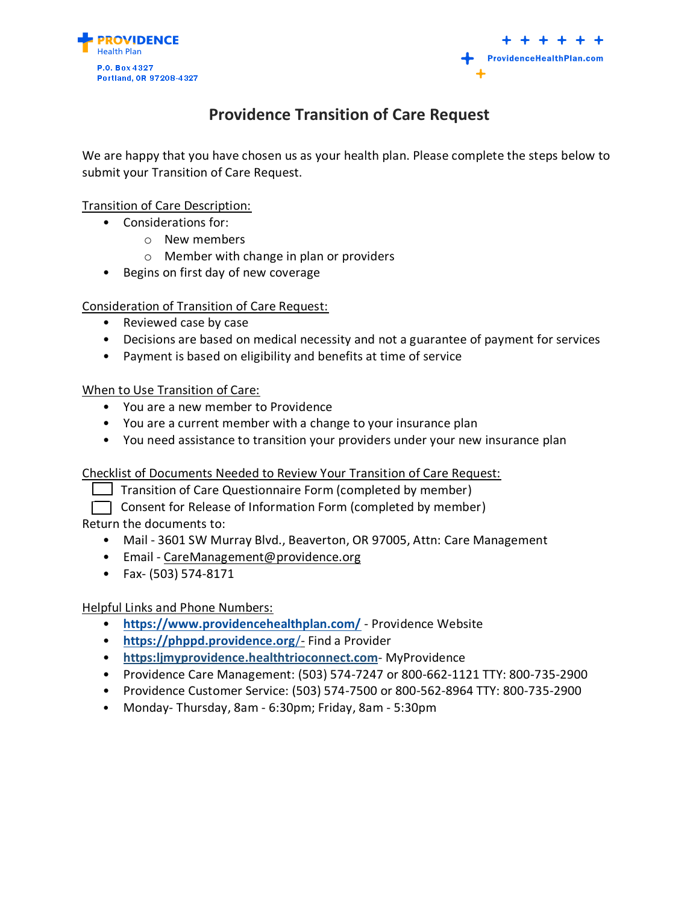PROVIDENCE Health Plan

P.O. Box 4327
Portland, OR 97208-4327

ProvidenceHealthPlan.com

# Providence Transition of Care Request

We are happy that you have chosen us as your health plan. Please complete the steps below to submit your Transition of Care Request.

Transition of Care Description:

- Considerations for:
  - New members
  - Member with change in plan or providers
- Begins on first day of new coverage

Consideration of Transition of Care Request:

- Reviewed case by case
- Decisions are based on medical necessity and not a guarantee of payment for services
- Payment is based on eligibility and benefits at time of service

When to Use Transition of Care:

- You are a new member to Providence
- You are a current member with a change to your insurance plan
- You need assistance to transition your providers under your new insurance plan

Checklist of Documents Needed to Review Your Transition of Care Request:

- [ ] Transition of Care Questionnaire Form (completed by member)
- [ ] Consent for Release of Information Form (completed by member)

Return the documents to:

- Mail - 3601 SW Murray Blvd., Beaverton, OR 97005, Attn: Care Management
- Email - CareManagement@providence.org
- Fax- (503) 574-8171

Helpful Links and Phone Numbers:

- **https://www.providencehealthplan.com/** - Providence Website
- **https://phppd.providence.org/**- Find a Provider
- **https:ljmyprovidence.healthtrioconnect.com**- MyProvidence
- Providence Care Management: (503) 574-7247 or 800-662-1121 TTY: 800-735-2900
- Providence Customer Service: (503) 574-7500 or 800-562-8964 TTY: 800-735-2900
- Monday- Thursday, 8am - 6:30pm; Friday, 8am - 5:30pm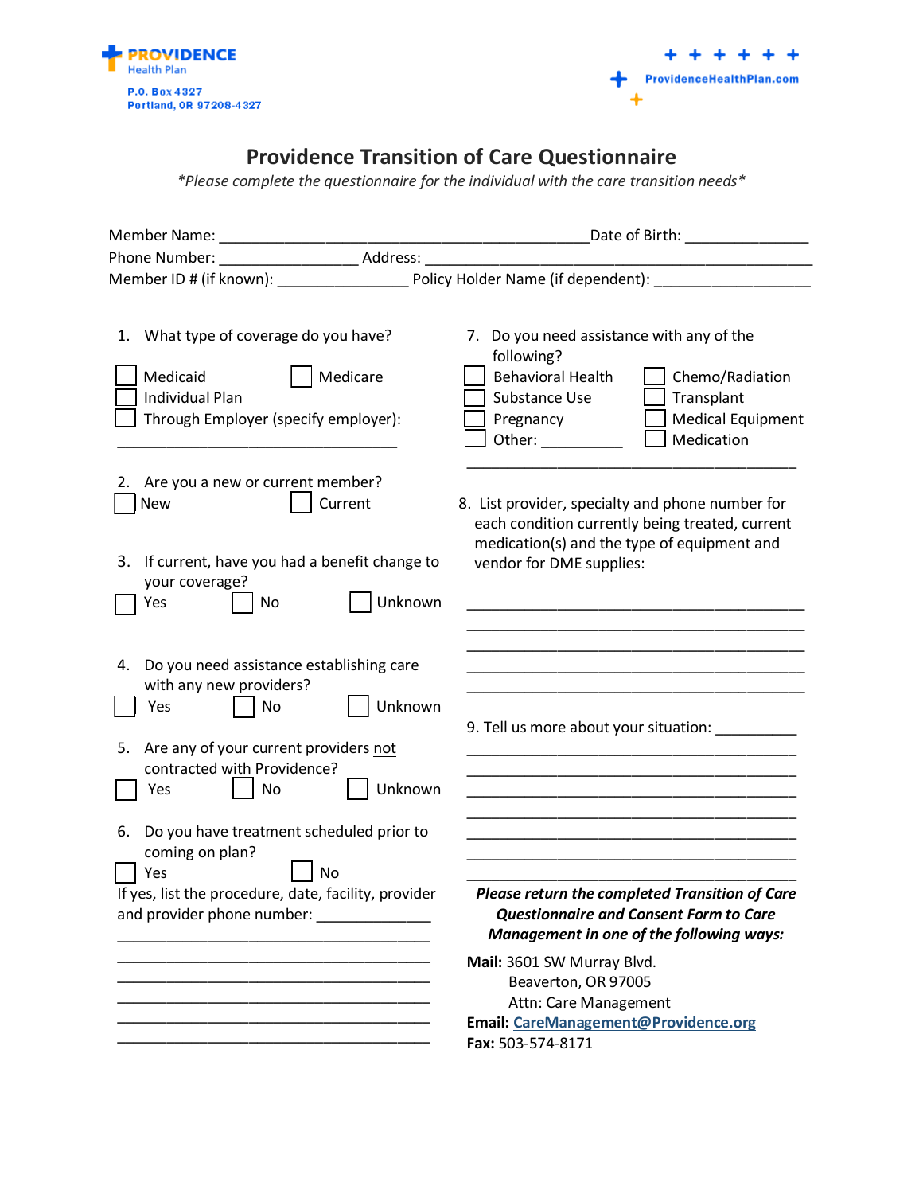**PROVIDENCE** Health Plan

P.O. Box 4327
Portland, OR 97208-4327

ProvidenceHealthPlan.com

# Providence Transition of Care Questionnaire

*\*Please complete the questionnaire for the individual with the care transition needs\**

Member Name: ______________________________________________ Date of Birth: _______________

Phone Number: _________________ Address: ________________________________________________

Member ID # (if known): ________________ Policy Holder Name (if dependent): ___________________

1. What type of coverage do you have?

☐ Medicaid ☐ Medicare
☐ Individual Plan
☐ Through Employer (specify employer):
___________________________________

2. Are you a new or current member?

☐ New ☐ Current

3. If current, have you had a benefit change to your coverage?

☐ Yes ☐ No ☐ Unknown

4. Do you need assistance establishing care with any new providers?

☐ Yes ☐ No ☐ Unknown

5. Are any of your current providers not contracted with Providence?

☐ Yes ☐ No ☐ Unknown

6. Do you have treatment scheduled prior to coming on plan?

☐ Yes ☐ No

If yes, list the procedure, date, facility, provider and provider phone number: ______________
_______________________________________
_______________________________________
_______________________________________
_______________________________________
_______________________________________
_______________________________________

7. Do you need assistance with any of the following?

☐ Behavioral Health ☐ Chemo/Radiation
☐ Substance Use ☐ Transplant
☐ Pregnancy ☐ Medical Equipment
☐ Other: ___________ ☐ Medication
__________________________________________

8. List provider, specialty and phone number for each condition currently being treated, current medication(s) and the type of equipment and vendor for DME supplies:

__________________________________________
__________________________________________
__________________________________________
__________________________________________
__________________________________________

9. Tell us more about your situation: __________
__________________________________________
__________________________________________
__________________________________________
__________________________________________
__________________________________________
__________________________________________
__________________________________________

***Please return the completed Transition of Care Questionnaire and Consent Form to Care Management in one of the following ways:***

**Mail:** 3601 SW Murray Blvd.
Beaverton, OR 97005
Attn: Care Management

**Email:** CareManagement@Providence.org

**Fax:** 503-574-8171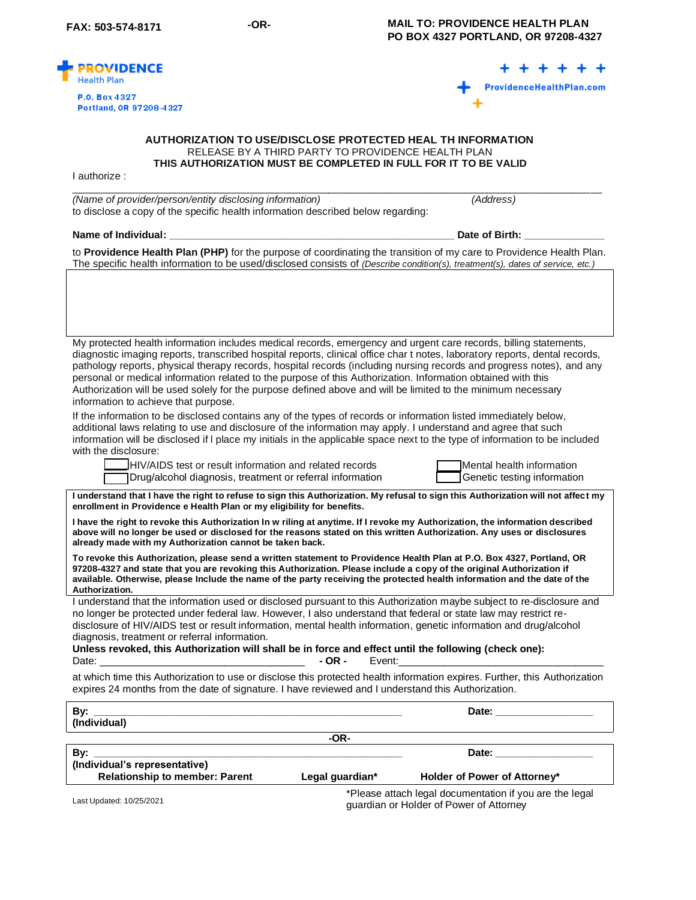**FAX: 503-574-8171** **-OR-** **MAIL TO: PROVIDENCE HEALTH PLAN PO BOX 4327 PORTLAND, OR 97208-4327**

PROVIDENCE Health Plan

P.O. Box 4327
Portland, OR 97208-4327

ProvidenceHealthPlan.com

## AUTHORIZATION TO USE/DISCLOSE PROTECTED HEAL TH INFORMATION

RELEASE BY A THIRD PARTY TO PROVIDENCE HEALTH PLAN

**THIS AUTHORIZATION MUST BE COMPLETED IN FULL FOR IT TO BE VALID**

I authorize :

_______________________________________________________________________________

*(Name of provider/person/entity disclosing information)* *(Address)*

to disclose a copy of the specific health information described below regarding:

**Name of Individual:** _______________________________________ **Date of Birth:** ____________

to **Providence Health Plan (PHP)** for the purpose of coordinating the transition of my care to Providence Health Plan. The specific health information to be used/disclosed consists of *(Describe condition(s), treatment(s), dates of service, etc.)*

| |
|---|
| |

My protected health information includes medical records, emergency and urgent care records, billing statements, diagnostic imaging reports, transcribed hospital reports, clinical office char t notes, laboratory reports, dental records, pathology reports, physical therapy records, hospital records (including nursing records and progress notes), and any personal or medical information related to the purpose of this Authorization. Information obtained with this Authorization will be used solely for the purpose defined above and will be limited to the minimum necessary information to achieve that purpose.

If the information to be disclosed contains any of the types of records or information listed immediately below, additional laws relating to use and disclosure of the information may apply. I understand and agree that such information will be disclosed if l place my initials in the applicable space next to the type of information to be included with the disclosure:

- ☐ HIV/AIDS test or result information and related records
- ☐ Drug/alcohol diagnosis, treatment or referral information
- ☐ Mental health information
- ☐ Genetic testing information

**I understand that I have the right to refuse to sign this Authorization. My refusal to sign this Authorization will not affect my enrollment in Providence e Health Plan or my eligibility for benefits.**

**I have the right to revoke this Authorization In w riling at anytime. If I revoke my Authorization, the information described above will no longer be used or disclosed for the reasons stated on this written Authorization. Any uses or disclosures already made with my Authorization cannot be taken back.**

**To revoke this Authorization, please send a written statement to Providence Health Plan at P.O. Box 4327, Portland, OR 97208-4327 and state that you are revoking this Authorization. Please include a copy of the original Authorization if available. Otherwise, please Include the name of the party receiving the protected health information and the date of the Authorization.**

I understand that the information used or disclosed pursuant to this Authorization maybe subject to re-disclosure and no longer be protected under federal law. However, I also understand that federal or state law may restrict re-disclosure of HIV/AIDS test or result information, mental health information, genetic information and drug/alcohol diagnosis, treatment or referral information.

**Unless revoked, this Authorization will shall be in force and effect until the following (check one):**

Date: ______________________________ **- OR -** Event:______________________________

at which time this Authorization to use or disclose this protected health information expires. Further, this Authorization expires 24 months from the date of signature. I have reviewed and I understand this Authorization.

**By:** ____________________________________________ **Date:** ______________
**(Individual)**

**-OR-**

**By:** ____________________________________________ **Date:** ______________
**(Individual's representative)**
**Relationship to member: Parent** **Legal guardian*** **Holder of Power of Attorney***

Last Updated: 10/25/2021

*Please attach legal documentation if you are the legal guardian or Holder of Power of Attorney